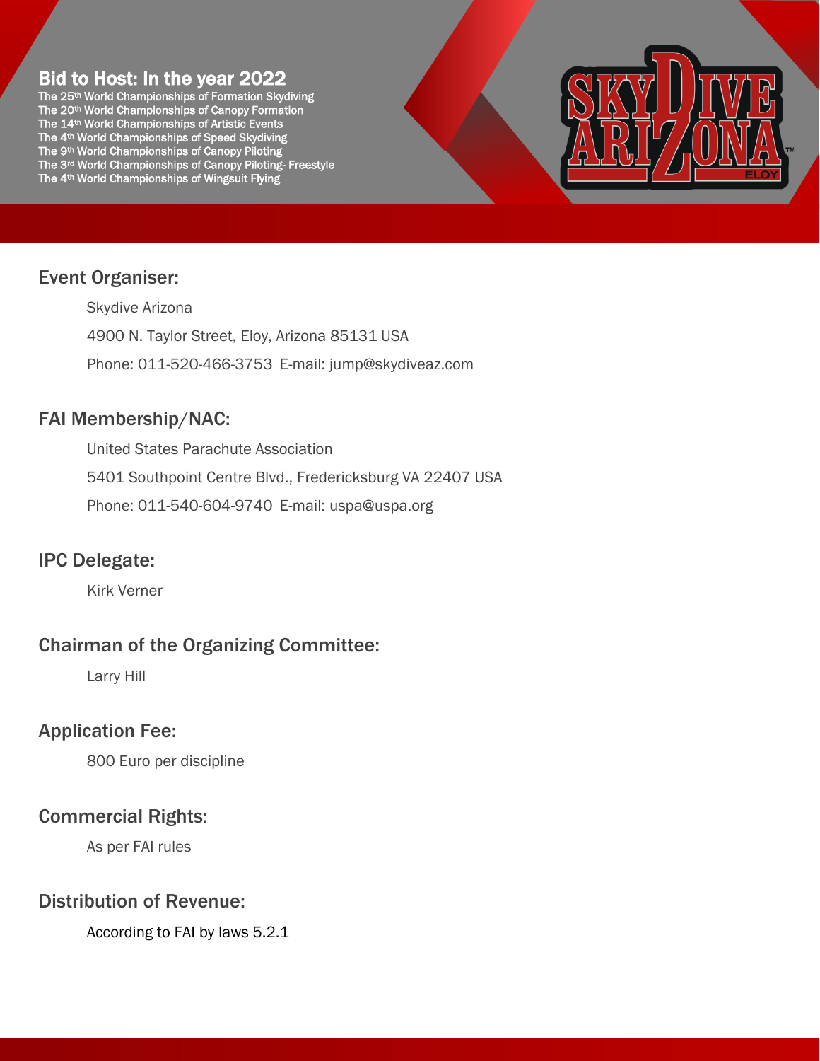# Bid to Host: In the year 2022

The 25th World Championships of Formation Skydiving
The 20th World Championships of Canopy Formation
The 14th World Championships of Artistic Events
The 4th World Championships of Speed Skydiving
The 9th World Championships of Canopy Piloting
The 3rd World Championships of Canopy Piloting- Freestyle
The 4th World Championships of Wingsuit Flying

## Event Organiser:

Skydive Arizona

4900 N. Taylor Street, Eloy, Arizona 85131 USA

Phone: 011-520-466-3753 E-mail: jump@skydiveaz.com

## FAI Membership/NAC:

United States Parachute Association

5401 Southpoint Centre Blvd., Fredericksburg VA 22407 USA

Phone: 011-540-604-9740 E-mail: uspa@uspa.org

## IPC Delegate:

Kirk Verner

## Chairman of the Organizing Committee:

Larry Hill

## Application Fee:

800 Euro per discipline

## Commercial Rights:

As per FAI rules

## Distribution of Revenue:

According to FAI by laws 5.2.1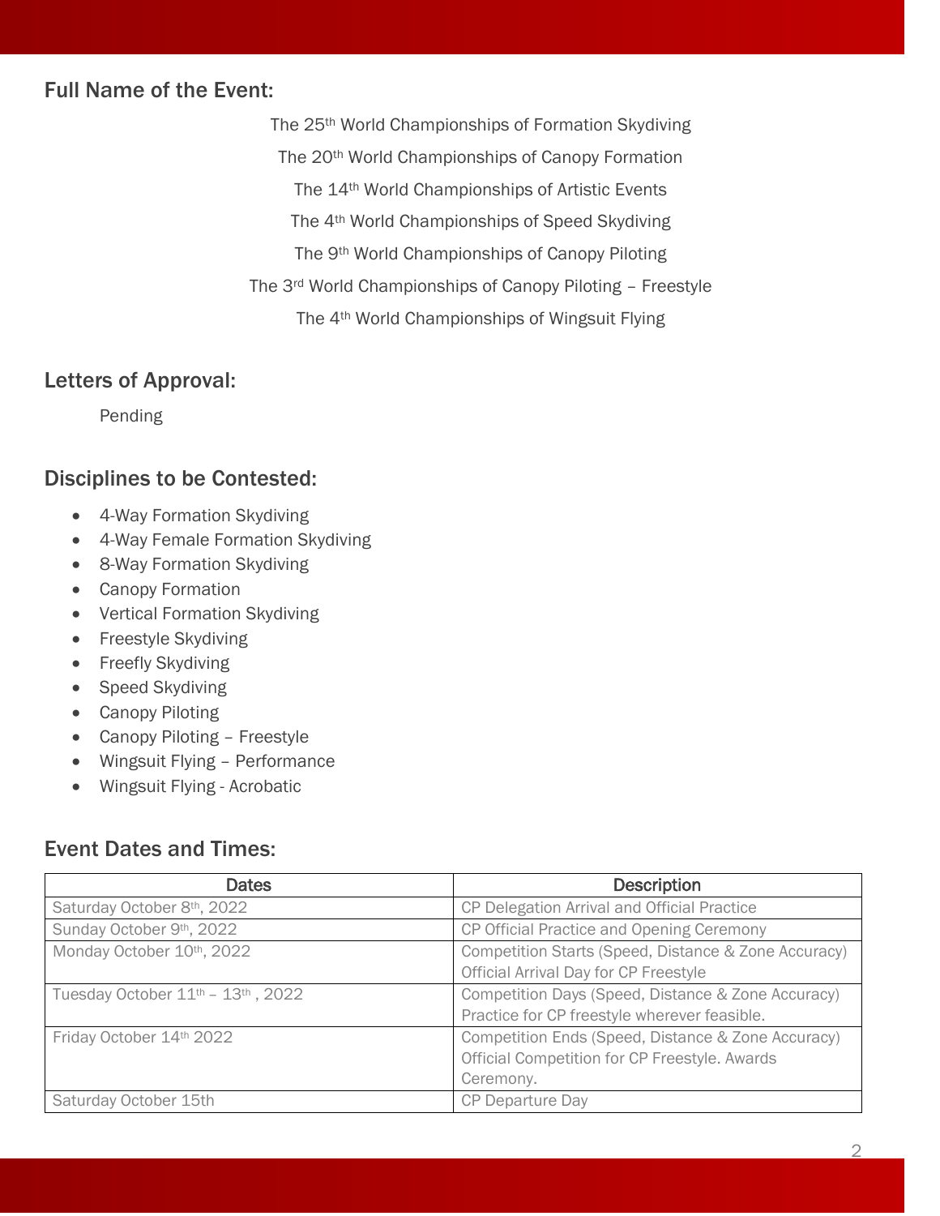## Full Name of the Event:

The 25th World Championships of Formation Skydiving

The 20th World Championships of Canopy Formation

The 14th World Championships of Artistic Events

The 4th World Championships of Speed Skydiving

The 9th World Championships of Canopy Piloting

The 3rd World Championships of Canopy Piloting – Freestyle

The 4th World Championships of Wingsuit Flying

## Letters of Approval:

Pending

## Disciplines to be Contested:

- 4-Way Formation Skydiving
- 4-Way Female Formation Skydiving
- 8-Way Formation Skydiving
- Canopy Formation
- Vertical Formation Skydiving
- Freestyle Skydiving
- Freefly Skydiving
- Speed Skydiving
- Canopy Piloting
- Canopy Piloting – Freestyle
- Wingsuit Flying – Performance
- Wingsuit Flying - Acrobatic

## Event Dates and Times:

| Dates | Description |
|---|---|
| Saturday October 8th, 2022 | CP Delegation Arrival and Official Practice |
| Sunday October 9th, 2022 | CP Official Practice and Opening Ceremony |
| Monday October 10th, 2022 | Competition Starts (Speed, Distance & Zone Accuracy) Official Arrival Day for CP Freestyle |
| Tuesday October 11th – 13th , 2022 | Competition Days (Speed, Distance & Zone Accuracy) Practice for CP freestyle wherever feasible. |
| Friday October 14th 2022 | Competition Ends (Speed, Distance & Zone Accuracy) Official Competition for CP Freestyle. Awards Ceremony. |
| Saturday October 15th | CP Departure Day |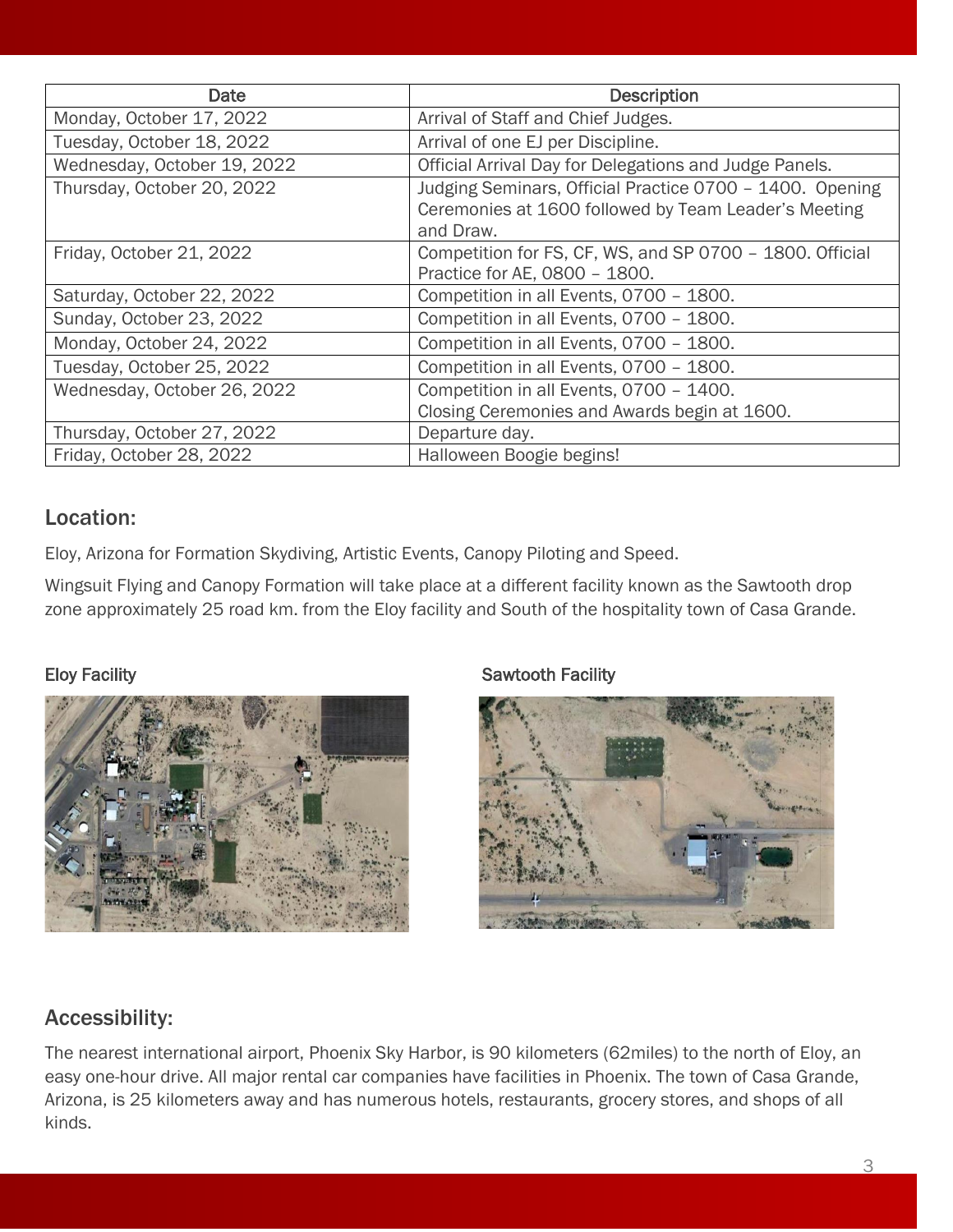| Date | Description |
|---|---|
| Monday, October 17, 2022 | Arrival of Staff and Chief Judges. |
| Tuesday, October 18, 2022 | Arrival of one EJ per Discipline. |
| Wednesday, October 19, 2022 | Official Arrival Day for Delegations and Judge Panels. |
| Thursday, October 20, 2022 | Judging Seminars, Official Practice 0700 – 1400. Opening Ceremonies at 1600 followed by Team Leader's Meeting and Draw. |
| Friday, October 21, 2022 | Competition for FS, CF, WS, and SP 0700 – 1800. Official Practice for AE, 0800 – 1800. |
| Saturday, October 22, 2022 | Competition in all Events, 0700 – 1800. |
| Sunday, October 23, 2022 | Competition in all Events, 0700 – 1800. |
| Monday, October 24, 2022 | Competition in all Events, 0700 – 1800. |
| Tuesday, October 25, 2022 | Competition in all Events, 0700 – 1800. |
| Wednesday, October 26, 2022 | Competition in all Events, 0700 – 1400. Closing Ceremonies and Awards begin at 1600. |
| Thursday, October 27, 2022 | Departure day. |
| Friday, October 28, 2022 | Halloween Boogie begins! |

## Location:

Eloy, Arizona for Formation Skydiving, Artistic Events, Canopy Piloting and Speed.

Wingsuit Flying and Canopy Formation will take place at a different facility known as the Sawtooth drop zone approximately 25 road km. from the Eloy facility and South of the hospitality town of Casa Grande.

Eloy Facility

Sawtooth Facility

## Accessibility:

The nearest international airport, Phoenix Sky Harbor, is 90 kilometers (62miles) to the north of Eloy, an easy one-hour drive. All major rental car companies have facilities in Phoenix. The town of Casa Grande, Arizona, is 25 kilometers away and has numerous hotels, restaurants, grocery stores, and shops of all kinds.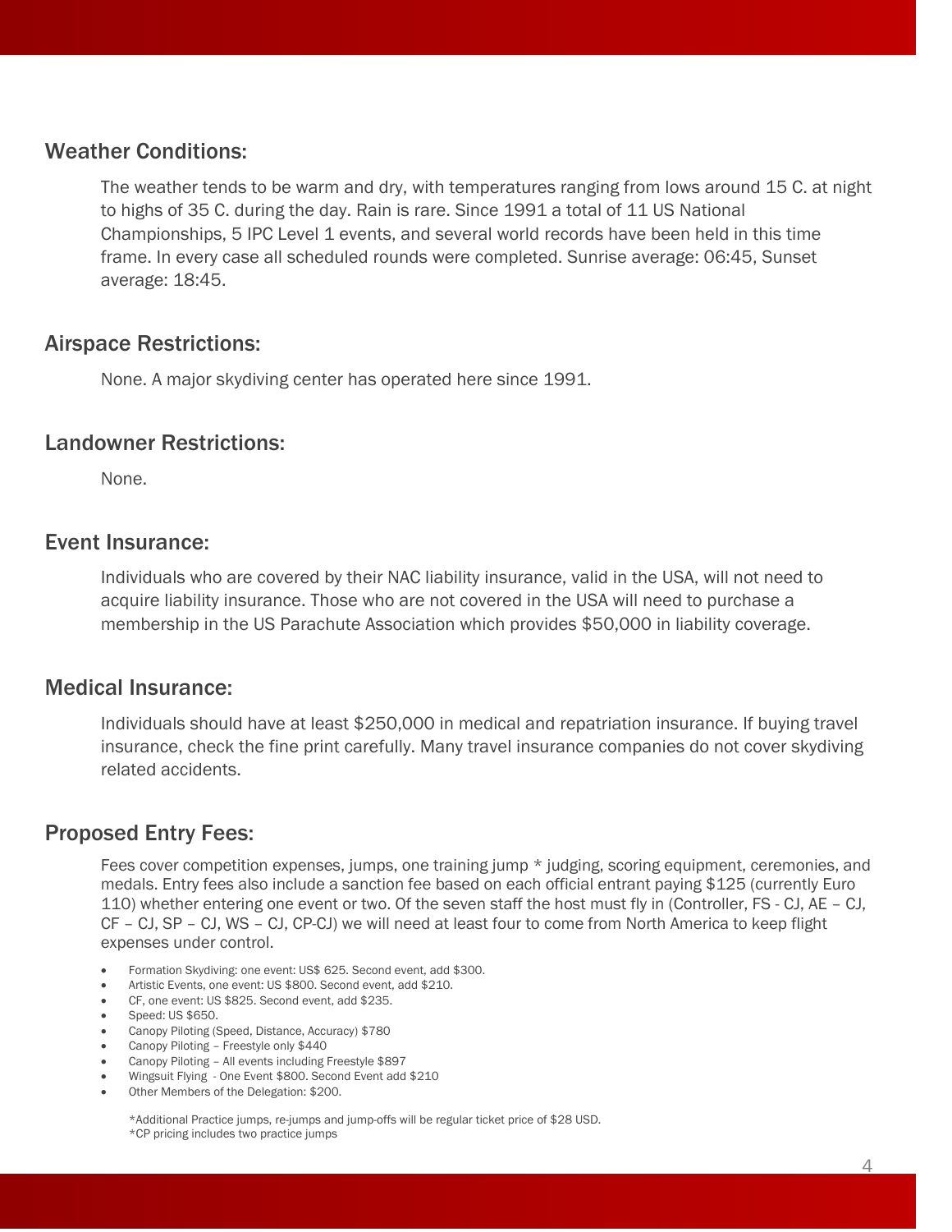## Weather Conditions:

The weather tends to be warm and dry, with temperatures ranging from lows around 15 C. at night to highs of 35 C. during the day. Rain is rare. Since 1991 a total of 11 US National Championships, 5 IPC Level 1 events, and several world records have been held in this time frame. In every case all scheduled rounds were completed. Sunrise average: 06:45, Sunset average: 18:45.

## Airspace Restrictions:

None. A major skydiving center has operated here since 1991.

## Landowner Restrictions:

None.

## Event Insurance:

Individuals who are covered by their NAC liability insurance, valid in the USA, will not need to acquire liability insurance. Those who are not covered in the USA will need to purchase a membership in the US Parachute Association which provides $50,000 in liability coverage.

## Medical Insurance:

Individuals should have at least $250,000 in medical and repatriation insurance. If buying travel insurance, check the fine print carefully. Many travel insurance companies do not cover skydiving related accidents.

## Proposed Entry Fees:

Fees cover competition expenses, jumps, one training jump * judging, scoring equipment, ceremonies, and medals. Entry fees also include a sanction fee based on each official entrant paying $125 (currently Euro 110) whether entering one event or two. Of the seven staff the host must fly in (Controller, FS - CJ, AE – CJ, CF – CJ, SP – CJ, WS – CJ, CP-CJ) we will need at least four to come from North America to keep flight expenses under control.

- Formation Skydiving: one event: US$ 625. Second event, add $300.
- Artistic Events, one event: US $800. Second event, add $210.
- CF, one event: US $825. Second event, add $235.
- Speed: US $650.
- Canopy Piloting (Speed, Distance, Accuracy) $780
- Canopy Piloting – Freestyle only $440
- Canopy Piloting – All events including Freestyle $897
- Wingsuit Flying - One Event $800. Second Event add $210
- Other Members of the Delegation: $200.

*Additional Practice jumps, re-jumps and jump-offs will be regular ticket price of $28 USD.
*CP pricing includes two practice jumps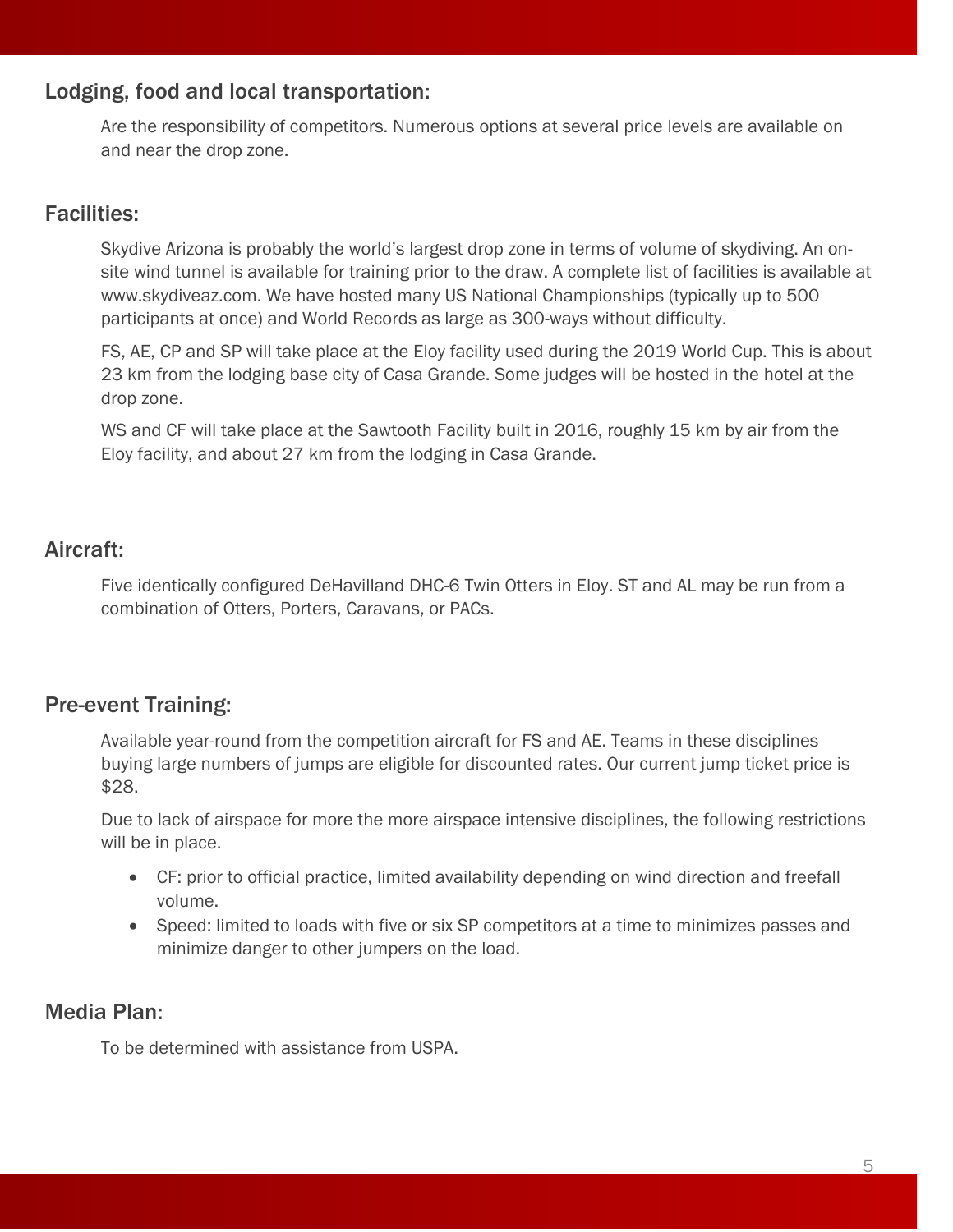## Lodging, food and local transportation:

Are the responsibility of competitors. Numerous options at several price levels are available on and near the drop zone.

## Facilities:

Skydive Arizona is probably the world's largest drop zone in terms of volume of skydiving. An on-site wind tunnel is available for training prior to the draw. A complete list of facilities is available at www.skydiveaz.com. We have hosted many US National Championships (typically up to 500 participants at once) and World Records as large as 300-ways without difficulty.

FS, AE, CP and SP will take place at the Eloy facility used during the 2019 World Cup. This is about 23 km from the lodging base city of Casa Grande. Some judges will be hosted in the hotel at the drop zone.

WS and CF will take place at the Sawtooth Facility built in 2016, roughly 15 km by air from the Eloy facility, and about 27 km from the lodging in Casa Grande.

## Aircraft:

Five identically configured DeHavilland DHC-6 Twin Otters in Eloy. ST and AL may be run from a combination of Otters, Porters, Caravans, or PACs.

## Pre-event Training:

Available year-round from the competition aircraft for FS and AE. Teams in these disciplines buying large numbers of jumps are eligible for discounted rates. Our current jump ticket price is $28.

Due to lack of airspace for more the more airspace intensive disciplines, the following restrictions will be in place.

- CF: prior to official practice, limited availability depending on wind direction and freefall volume.
- Speed: limited to loads with five or six SP competitors at a time to minimizes passes and minimize danger to other jumpers on the load.

## Media Plan:

To be determined with assistance from USPA.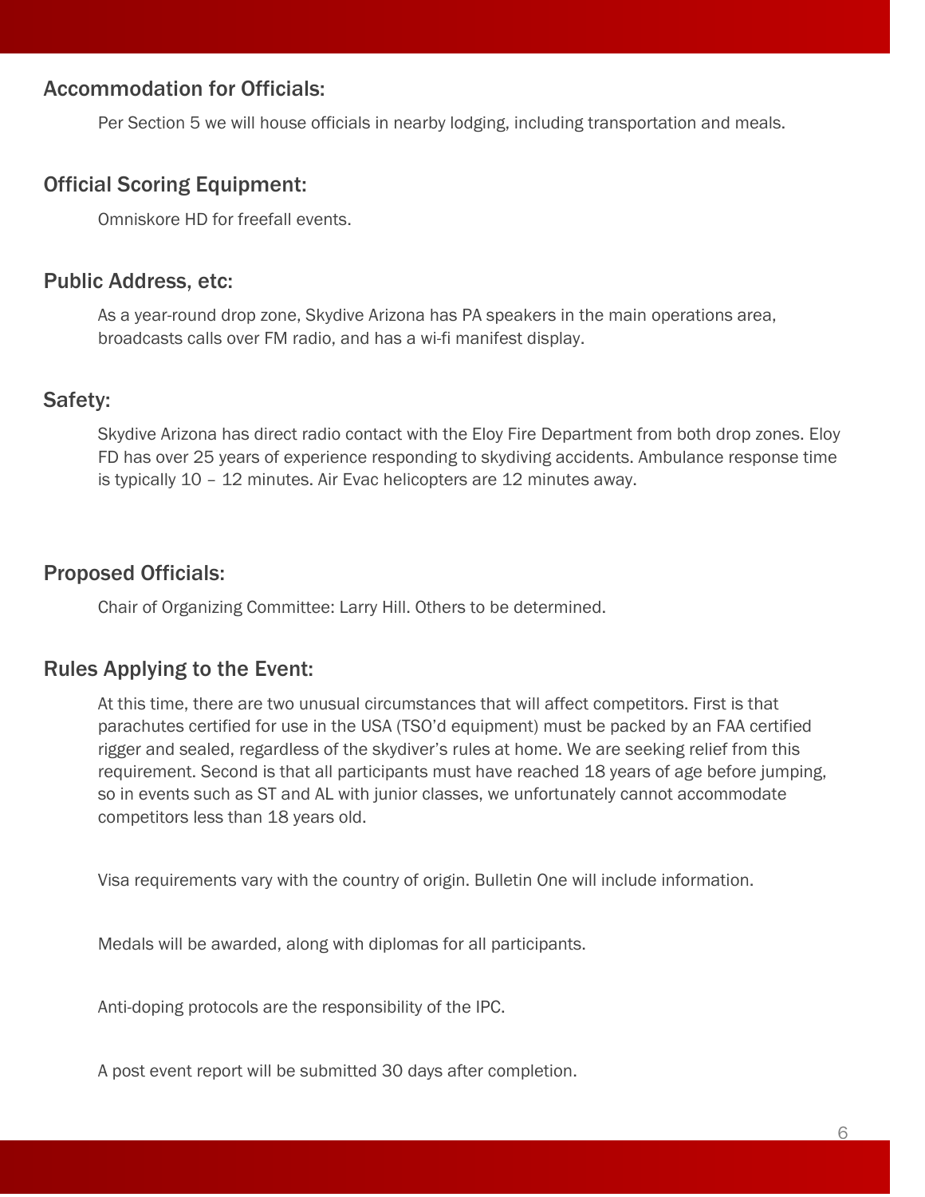## Accommodation for Officials:

Per Section 5 we will house officials in nearby lodging, including transportation and meals.

## Official Scoring Equipment:

Omniskore HD for freefall events.

## Public Address, etc:

As a year-round drop zone, Skydive Arizona has PA speakers in the main operations area, broadcasts calls over FM radio, and has a wi-fi manifest display.

## Safety:

Skydive Arizona has direct radio contact with the Eloy Fire Department from both drop zones. Eloy FD has over 25 years of experience responding to skydiving accidents. Ambulance response time is typically 10 – 12 minutes. Air Evac helicopters are 12 minutes away.

## Proposed Officials:

Chair of Organizing Committee: Larry Hill. Others to be determined.

## Rules Applying to the Event:

At this time, there are two unusual circumstances that will affect competitors. First is that parachutes certified for use in the USA (TSO'd equipment) must be packed by an FAA certified rigger and sealed, regardless of the skydiver's rules at home. We are seeking relief from this requirement. Second is that all participants must have reached 18 years of age before jumping, so in events such as ST and AL with junior classes, we unfortunately cannot accommodate competitors less than 18 years old.

Visa requirements vary with the country of origin. Bulletin One will include information.

Medals will be awarded, along with diplomas for all participants.

Anti-doping protocols are the responsibility of the IPC.

A post event report will be submitted 30 days after completion.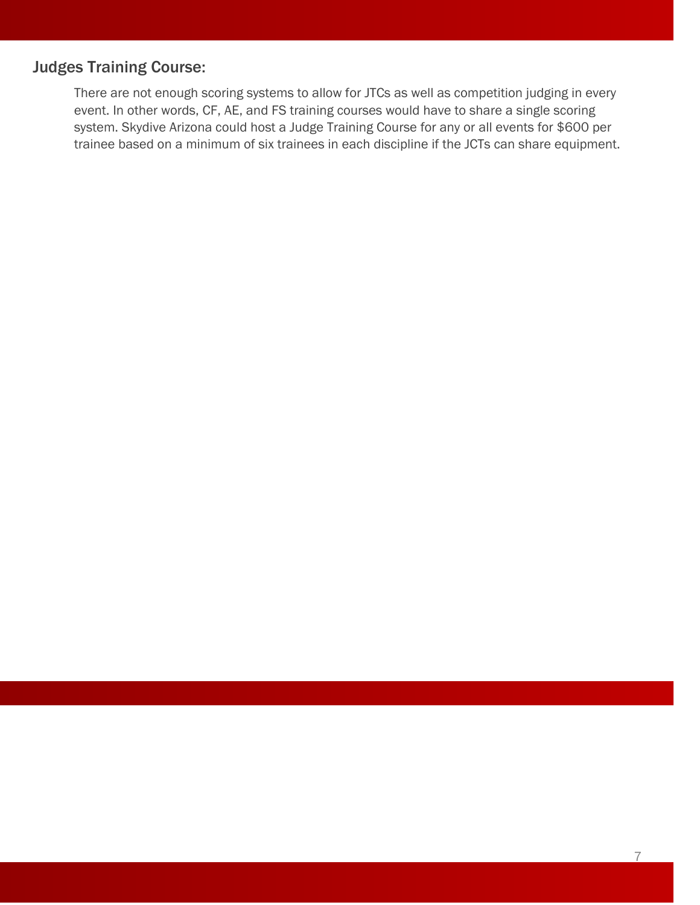## Judges Training Course:

There are not enough scoring systems to allow for JTCs as well as competition judging in every event. In other words, CF, AE, and FS training courses would have to share a single scoring system. Skydive Arizona could host a Judge Training Course for any or all events for $600 per trainee based on a minimum of six trainees in each discipline if the JCTs can share equipment.